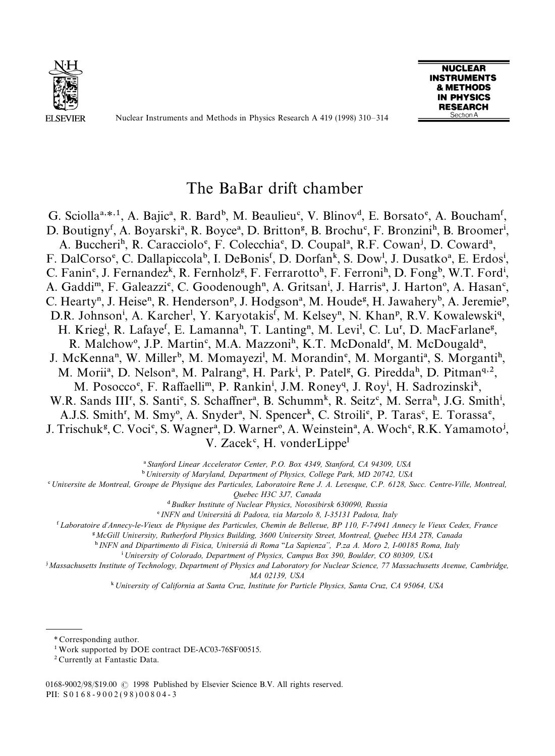# The BaBar drift chamber

G. Sciolla[a,*,1], A. Bajic[a], R. Bard[b], M. Beaulieu[c], V. Blinov[d], E. Borsato[e], A. Boucham[f], D. Boutigny[f], A. Boyarski[a], R. Boyce[a], D. Britton[g], B. Brochu[c], F. Bronzini[h], B. Broomer[i], A. Buccheri[h], R. Caracciolo[e], F. Colecchia[e], D. Coupal[a], R.F. Cowan[j], D. Coward[a], F. DalCorso[e], C. Dallapiccola[b], I. DeBonis[f], D. Dorfan[k], S. Dow[l], J. Dusatko[a], E. Erdos[i], C. Fanin[e], J. Fernandez[k], R. Fernholz[g], F. Ferrarotto[h], F. Ferroni[h], D. Fong[b], W.T. Ford[i], A. Gaddi[m], F. Galeazzi[e], C. Goodenough[n], A. Gritsan[i], J. Harris[a], J. Harton[o], A. Hasan[c], C. Hearty[n], J. Heise[n], R. Henderson[p], J. Hodgson[a], M. Houde[g], H. Jawahery[b], A. Jeremie[p], D.R. Johnson[i], A. Karcher[l], Y. Karyotakis[f], M. Kelsey[n], N. Khan[p], R.V. Kowalewski[q], H. Krieg[i], R. Lafaye[f], E. Lamanna[h], T. Lanting[n], M. Levi[l], C. Lu[r], D. MacFarlane[g], R. Malchow[o], J.P. Martin[c], M.A. Mazzoni[h], K.T. McDonald[r], M. McDougald[a], J. McKenna[n], W. Miller[b], M. Momayezi[l], M. Morandin[e], M. Morganti[a], S. Morganti[h], M. Morii[a], D. Nelson[a], M. Palrang[a], H. Park[i], P. Patel[g], G. Piredda[h], D. Pitman[q,2], M. Posocco[e], F. Raffaelli[m], P. Rankin[i], J.M. Roney[q], J. Roy[i], H. Sadrozinski[k], W.R. Sands III[r], S. Santi[e], S. Schaffner[a], B. Schumm[k], R. Seitz[c], M. Serra[h], J.G. Smith[i], A.J.S. Smith[r], M. Smy[o], A. Snyder[a], N. Spencer[k], C. Stroili[e], P. Taras[c], E. Torassa[e], J. Trischuk[g], C. Voci[e], S. Wagner[a], D. Warner[o], A. Weinstein[a], A. Woch[c], R.K. Yamamoto[j], V. Zacek[c], H. vonderLippe[l]

[a] *Stanford Linear Accelerator Center, P.O. Box 4349, Stanford, CA 94309, USA*

[b] *University of Maryland, Department of Physics, College Park, MD 20742, USA*

[c] *Universite de Montreal, Groupe de Physique des Particules, Laboratoire Rene J. A. Levesque, C.P. 6128, Succ. Centre-Ville, Montreal, Quebec H3C 3J7, Canada*

[d] *Budker Institute of Nuclear Physics, Novosibirsk 630090, Russia*

[e] *INFN and Universitá di Padova, via Marzolo 8, I-35131 Padova, Italy*

[f] *Laboratoire d'Annecy-le-Vieux de Physique des Particules, Chemin de Bellevue, BP 110, F-74941 Annecy le Vieux Cedex, France*

[g] *McGill University, Rutherford Physics Building, 3600 University Street, Montreal, Quebec H3A 2T8, Canada*

[h] *INFN and Dipartimento di Fisica, Universiá di Roma "La Sapienza", P.za A. Moro 2, I-00185 Roma, Italy*

[i] *University of Colorado, Department of Physics, Campus Box 390, Boulder, CO 80309, USA*

[j] *Massachusetts Institute of Technology, Department of Physics and Laboratory for Nuclear Science, 77 Massachusetts Avenue, Cambridge, MA 02139, USA*

[k] *University of California at Santa Cruz, Institute for Particle Physics, Santa Cruz, CA 95064, USA*

---

* Corresponding author.

[1] Work supported by DOE contract DE-AC03-76SF00515.

[2] Currently at Fantastic Data.

0168-9002/98/$19.00 © 1998 Published by Elsevier Science B.V. All rights reserved.
PII: S0168-9002(98)00804-3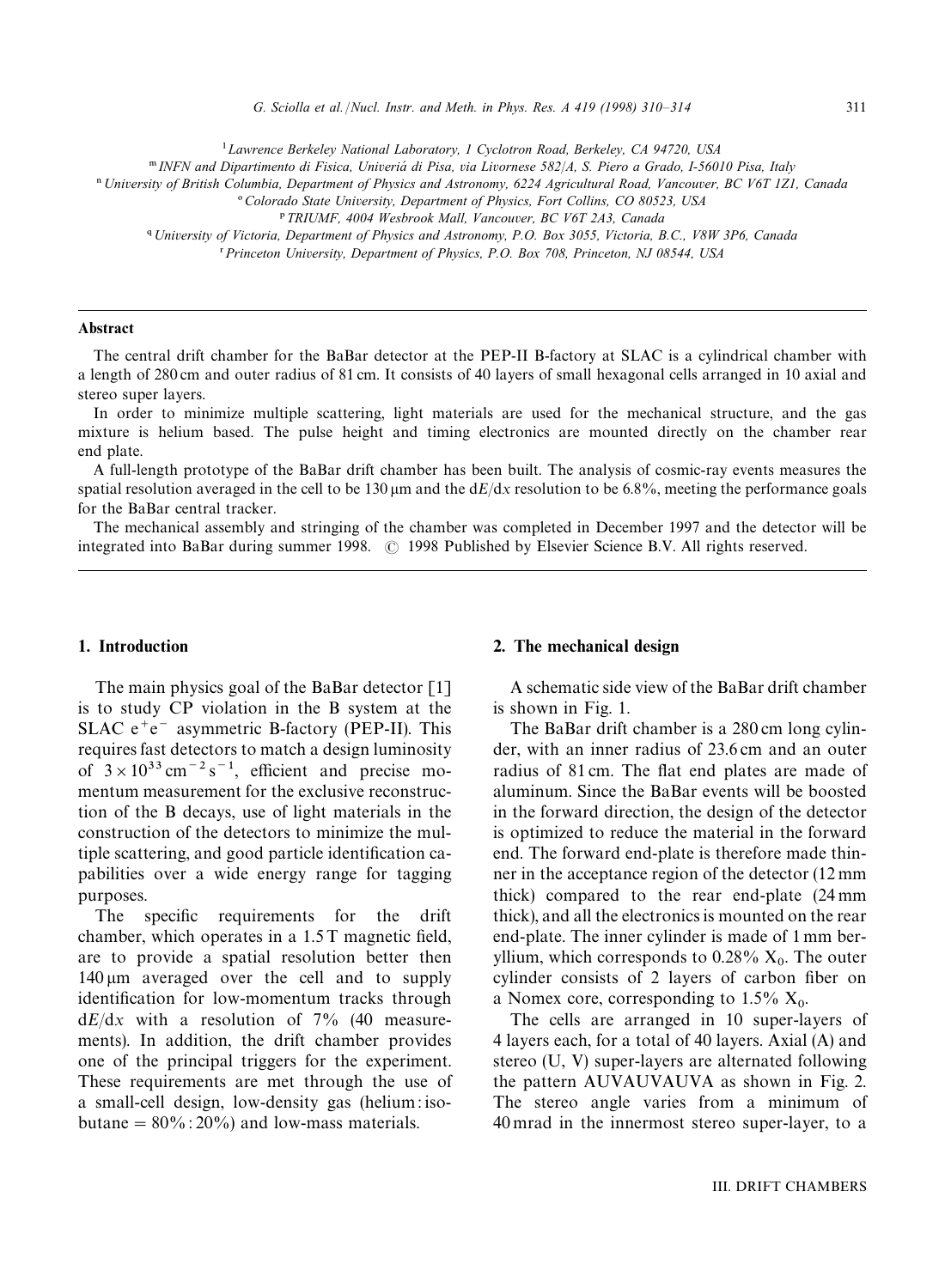[l] Lawrence Berkeley National Laboratory, 1 Cyclotron Road, Berkeley, CA 94720, USA

[m] INFN and Dipartimento di Fisica, Univeriá di Pisa, via Livornese 582/A, S. Piero a Grado, I-56010 Pisa, Italy

[n] University of British Columbia, Department of Physics and Astronomy, 6224 Agricultural Road, Vancouver, BC V6T 1Z1, Canada

[o] Colorado State University, Department of Physics, Fort Collins, CO 80523, USA

[p] TRIUMF, 4004 Wesbrook Mall, Vancouver, BC V6T 2A3, Canada

[q] University of Victoria, Department of Physics and Astronomy, P.O. Box 3055, Victoria, B.C., V8W 3P6, Canada

[r] Princeton University, Department of Physics, P.O. Box 708, Princeton, NJ 08544, USA

---

**Abstract**

The central drift chamber for the BaBar detector at the PEP-II B-factory at SLAC is a cylindrical chamber with a length of 280 cm and outer radius of 81 cm. It consists of 40 layers of small hexagonal cells arranged in 10 axial and stereo super layers.

In order to minimize multiple scattering, light materials are used for the mechanical structure, and the gas mixture is helium based. The pulse height and timing electronics are mounted directly on the chamber rear end plate.

A full-length prototype of the BaBar drift chamber has been built. The analysis of cosmic-ray events measures the spatial resolution averaged in the cell to be 130 μm and the d$E$/d$x$ resolution to be 6.8%, meeting the performance goals for the BaBar central tracker.

The mechanical assembly and stringing of the chamber was completed in December 1997 and the detector will be integrated into BaBar during summer 1998. © 1998 Published by Elsevier Science B.V. All rights reserved.

---

## 1. Introduction

The main physics goal of the BaBar detector [1] is to study CP violation in the B system at the SLAC $e^+e^-$ asymmetric B-factory (PEP-II). This requires fast detectors to match a design luminosity of $3 \times 10^{33}\,\text{cm}^{-2}\,\text{s}^{-1}$, efficient and precise momentum measurement for the exclusive reconstruction of the B decays, use of light materials in the construction of the detectors to minimize the multiple scattering, and good particle identification capabilities over a wide energy range for tagging purposes.

The specific requirements for the drift chamber, which operates in a 1.5 T magnetic field, are to provide a spatial resolution better then 140 μm averaged over the cell and to supply identification for low-momentum tracks through d$E$/d$x$ with a resolution of 7% (40 measurements). In addition, the drift chamber provides one of the principal triggers for the experiment. These requirements are met through the use of a small-cell design, low-density gas (helium : isobutane = 80% : 20%) and low-mass materials.

## 2. The mechanical design

A schematic side view of the BaBar drift chamber is shown in Fig. 1.

The BaBar drift chamber is a 280 cm long cylinder, with an inner radius of 23.6 cm and an outer radius of 81 cm. The flat end plates are made of aluminum. Since the BaBar events will be boosted in the forward direction, the design of the detector is optimized to reduce the material in the forward end. The forward end-plate is therefore made thinner in the acceptance region of the detector (12 mm thick) compared to the rear end-plate (24 mm thick), and all the electronics is mounted on the rear end-plate. The inner cylinder is made of 1 mm beryllium, which corresponds to 0.28% $X_0$. The outer cylinder consists of 2 layers of carbon fiber on a Nomex core, corresponding to 1.5% $X_0$.

The cells are arranged in 10 super-layers of 4 layers each, for a total of 40 layers. Axial (A) and stereo (U, V) super-layers are alternated following the pattern AUVAUVAUVA as shown in Fig. 2. The stereo angle varies from a minimum of 40 mrad in the innermost stereo super-layer, to a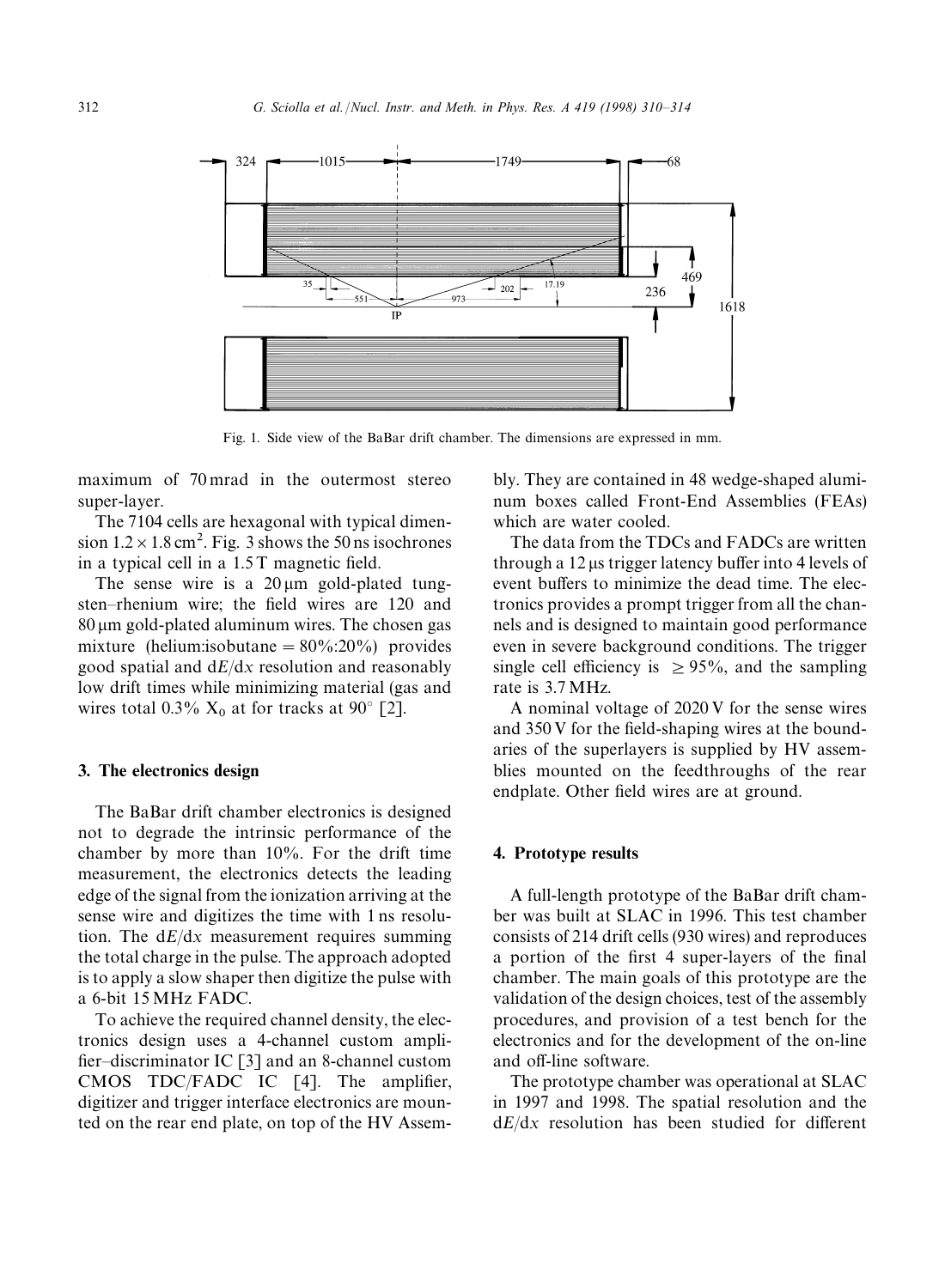Fig. 1. Side view of the BaBar drift chamber. The dimensions are expressed in mm.

maximum of 70 mrad in the outermost stereo super-layer.

The 7104 cells are hexagonal with typical dimension $1.2 \times 1.8\,\text{cm}^2$. Fig. 3 shows the 50 ns isochrones in a typical cell in a 1.5 T magnetic field.

The sense wire is a 20 μm gold-plated tungsten–rhenium wire; the field wires are 120 and 80 μm gold-plated aluminum wires. The chosen gas mixture (helium:isobutane = 80%:20%) provides good spatial and d$E$/d$x$ resolution and reasonably low drift times while minimizing material (gas and wires total 0.3% $X_0$ at for tracks at 90° [2].

## 3. The electronics design

The BaBar drift chamber electronics is designed not to degrade the intrinsic performance of the chamber by more than 10%. For the drift time measurement, the electronics detects the leading edge of the signal from the ionization arriving at the sense wire and digitizes the time with 1 ns resolution. The d$E$/d$x$ measurement requires summing the total charge in the pulse. The approach adopted is to apply a slow shaper then digitize the pulse with a 6-bit 15 MHz FADC.

To achieve the required channel density, the electronics design uses a 4-channel custom amplifier–discriminator IC [3] and an 8-channel custom CMOS TDC/FADC IC [4]. The amplifier, digitizer and trigger interface electronics are mounted on the rear end plate, on top of the HV Assembly. They are contained in 48 wedge-shaped aluminum boxes called Front-End Assemblies (FEAs) which are water cooled.

The data from the TDCs and FADCs are written through a 12 μs trigger latency buffer into 4 levels of event buffers to minimize the dead time. The electronics provides a prompt trigger from all the channels and is designed to maintain good performance even in severe background conditions. The trigger single cell efficiency is $\geq 95\%$, and the sampling rate is 3.7 MHz.

A nominal voltage of 2020 V for the sense wires and 350 V for the field-shaping wires at the boundaries of the superlayers is supplied by HV assemblies mounted on the feedthroughs of the rear endplate. Other field wires are at ground.

## 4. Prototype results

A full-length prototype of the BaBar drift chamber was built at SLAC in 1996. This test chamber consists of 214 drift cells (930 wires) and reproduces a portion of the first 4 super-layers of the final chamber. The main goals of this prototype are the validation of the design choices, test of the assembly procedures, and provision of a test bench for the electronics and for the development of the on-line and off-line software.

The prototype chamber was operational at SLAC in 1997 and 1998. The spatial resolution and the d$E$/d$x$ resolution has been studied for different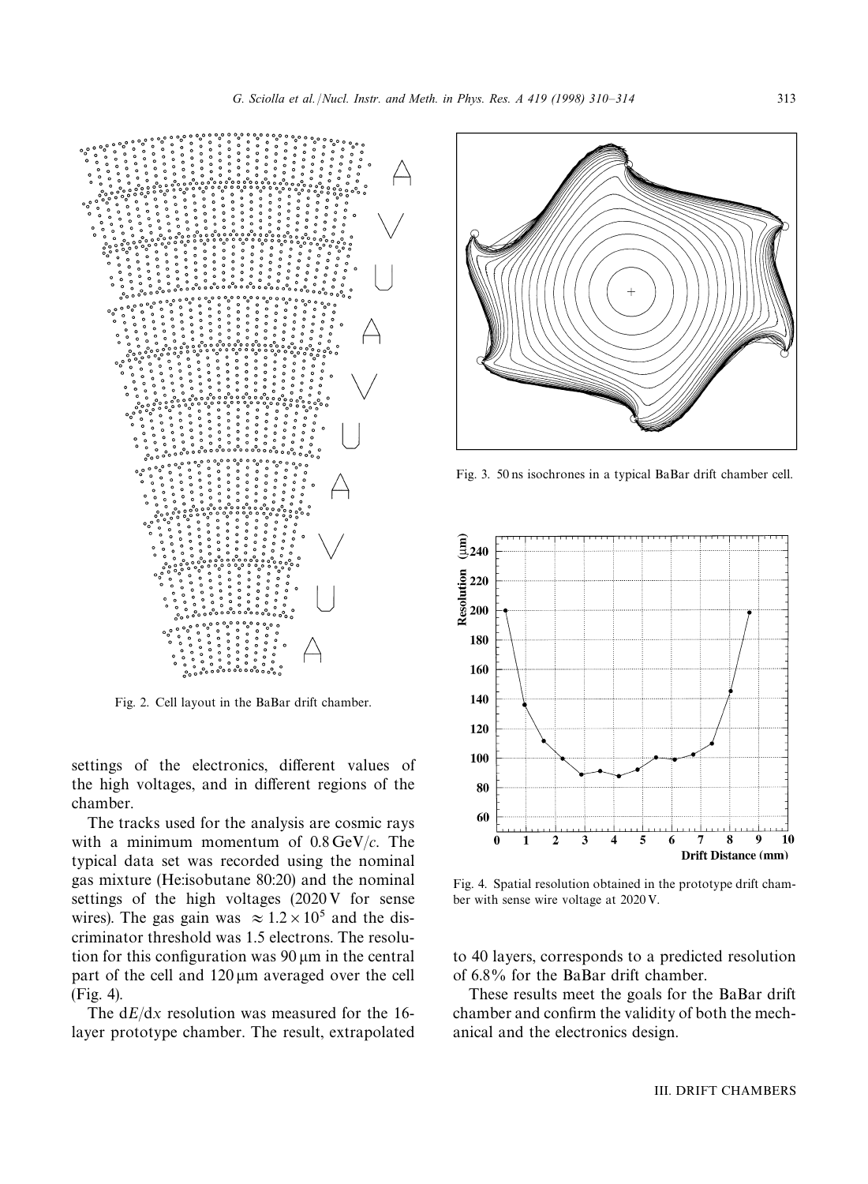Fig. 2. Cell layout in the BaBar drift chamber.

settings of the electronics, different values of the high voltages, and in different regions of the chamber.

The tracks used for the analysis are cosmic rays with a minimum momentum of 0.8 GeV/$c$. The typical data set was recorded using the nominal gas mixture (He:isobutane 80:20) and the nominal settings of the high voltages (2020 V for sense wires). The gas gain was $\approx 1.2 \times 10^5$ and the discriminator threshold was 1.5 electrons. The resolution for this configuration was 90 μm in the central part of the cell and 120 μm averaged over the cell (Fig. 4).

The d$E$/d$x$ resolution was measured for the 16-layer prototype chamber. The result, extrapolated to 40 layers, corresponds to a predicted resolution of 6.8% for the BaBar drift chamber.

These results meet the goals for the BaBar drift chamber and confirm the validity of both the mechanical and the electronics design.

Fig. 3. 50 ns isochrones in a typical BaBar drift chamber cell.

Fig. 4. Spatial resolution obtained in the prototype drift chamber with sense wire voltage at 2020 V.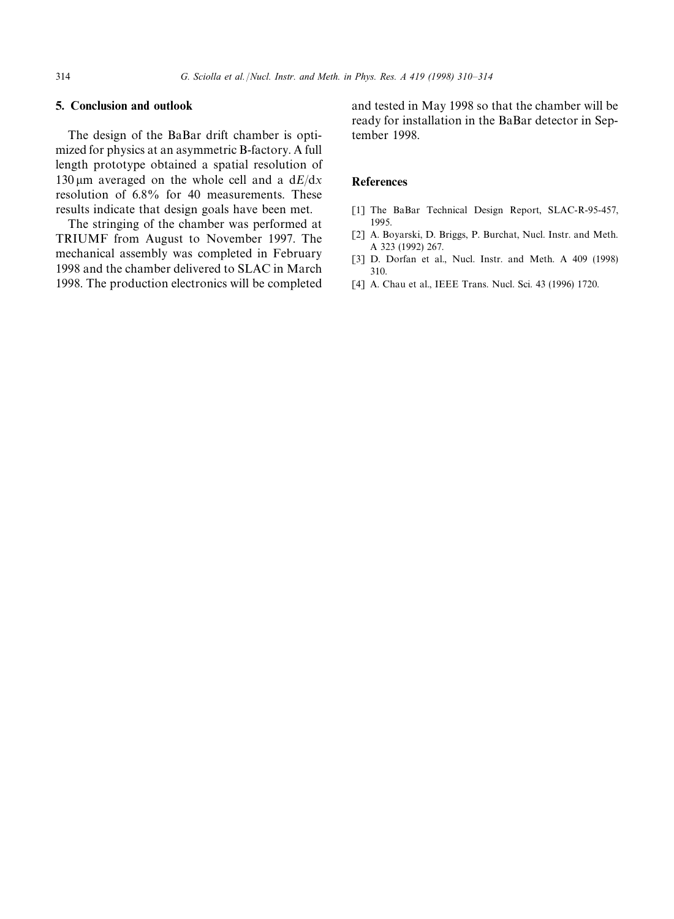## 5. Conclusion and outlook

The design of the BaBar drift chamber is optimized for physics at an asymmetric B-factory. A full length prototype obtained a spatial resolution of 130 μm averaged on the whole cell and a $dE/dx$ resolution of 6.8% for 40 measurements. These results indicate that design goals have been met.

The stringing of the chamber was performed at TRIUMF from August to November 1997. The mechanical assembly was completed in February 1998 and the chamber delivered to SLAC in March 1998. The production electronics will be completed and tested in May 1998 so that the chamber will be ready for installation in the BaBar detector in September 1998.

## References

[1] The BaBar Technical Design Report, SLAC-R-95-457, 1995.

[2] A. Boyarski, D. Briggs, P. Burchat, Nucl. Instr. and Meth. A 323 (1992) 267.

[3] D. Dorfan et al., Nucl. Instr. and Meth. A 409 (1998) 310.

[4] A. Chau et al., IEEE Trans. Nucl. Sci. 43 (1996) 1720.